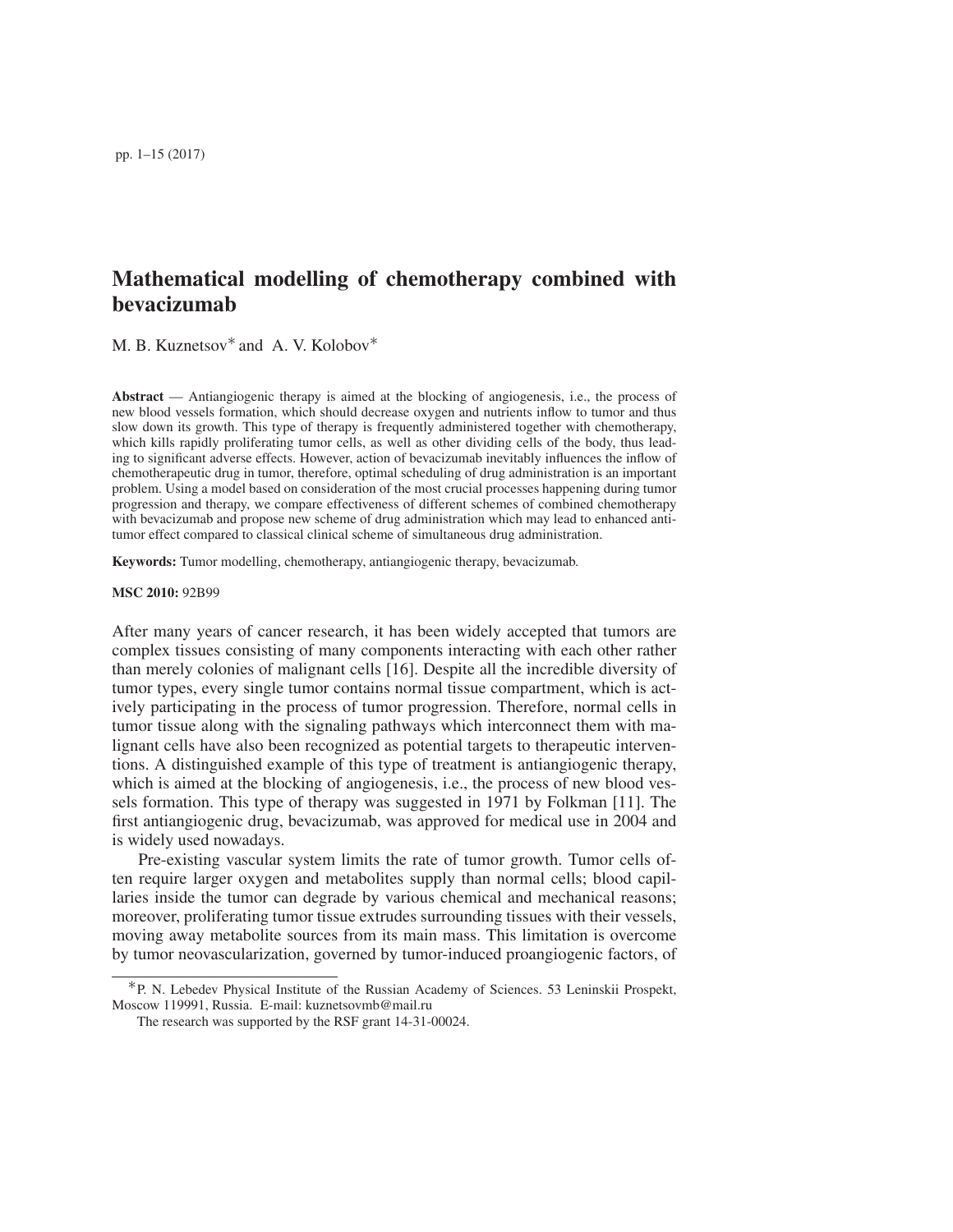# Mathematical modelling of chemotherapy combined with bevacizumab

M. B. Kuznetsov* and A. V. Kolobov*

**Abstract** — Antiangiogenic therapy is aimed at the blocking of angiogenesis, i.e., the process of new blood vessels formation, which should decrease oxygen and nutrients inflow to tumor and thus slow down its growth. This type of therapy is frequently administered together with chemotherapy, which kills rapidly proliferating tumor cells, as well as other dividing cells of the body, thus leading to significant adverse effects. However, action of bevacizumab inevitably influences the inflow of chemotherapeutic drug in tumor, therefore, optimal scheduling of drug administration is an important problem. Using a model based on consideration of the most crucial processes happening during tumor progression and therapy, we compare effectiveness of different schemes of combined chemotherapy with bevacizumab and propose new scheme of drug administration which may lead to enhanced antitumor effect compared to classical clinical scheme of simultaneous drug administration.

**Keywords:** Tumor modelling, chemotherapy, antiangiogenic therapy, bevacizumab.

**MSC 2010:** 92B99

After many years of cancer research, it has been widely accepted that tumors are complex tissues consisting of many components interacting with each other rather than merely colonies of malignant cells [16]. Despite all the incredible diversity of tumor types, every single tumor contains normal tissue compartment, which is actively participating in the process of tumor progression. Therefore, normal cells in tumor tissue along with the signaling pathways which interconnect them with malignant cells have also been recognized as potential targets to therapeutic interventions. A distinguished example of this type of treatment is antiangiogenic therapy, which is aimed at the blocking of angiogenesis, i.e., the process of new blood vessels formation. This type of therapy was suggested in 1971 by Folkman [11]. The first antiangiogenic drug, bevacizumab, was approved for medical use in 2004 and is widely used nowadays.

Pre-existing vascular system limits the rate of tumor growth. Tumor cells often require larger oxygen and metabolites supply than normal cells; blood capillaries inside the tumor can degrade by various chemical and mechanical reasons; moreover, proliferating tumor tissue extrudes surrounding tissues with their vessels, moving away metabolite sources from its main mass. This limitation is overcome by tumor neovascularization, governed by tumor-induced proangiogenic factors, of

*P. N. Lebedev Physical Institute of the Russian Academy of Sciences. 53 Leninskii Prospekt, Moscow 119991, Russia. E-mail: kuznetsovmb@mail.ru

The research was supported by the RSF grant 14-31-00024.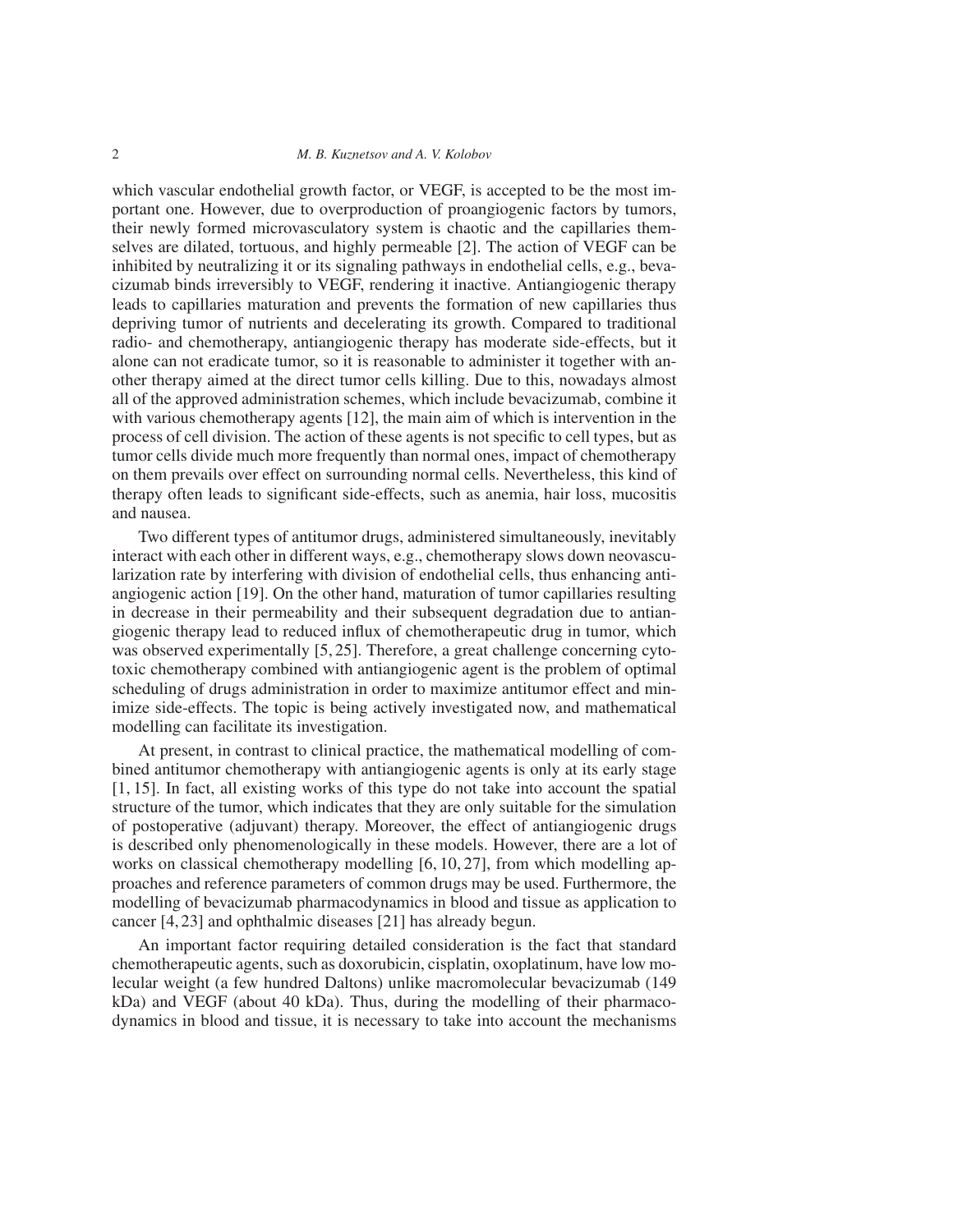which vascular endothelial growth factor, or VEGF, is accepted to be the most important one. However, due to overproduction of proangiogenic factors by tumors, their newly formed microvasculatory system is chaotic and the capillaries themselves are dilated, tortuous, and highly permeable [2]. The action of VEGF can be inhibited by neutralizing it or its signaling pathways in endothelial cells, e.g., bevacizumab binds irreversibly to VEGF, rendering it inactive. Antiangiogenic therapy leads to capillaries maturation and prevents the formation of new capillaries thus depriving tumor of nutrients and decelerating its growth. Compared to traditional radio- and chemotherapy, antiangiogenic therapy has moderate side-effects, but it alone can not eradicate tumor, so it is reasonable to administer it together with another therapy aimed at the direct tumor cells killing. Due to this, nowadays almost all of the approved administration schemes, which include bevacizumab, combine it with various chemotherapy agents [12], the main aim of which is intervention in the process of cell division. The action of these agents is not specific to cell types, but as tumor cells divide much more frequently than normal ones, impact of chemotherapy on them prevails over effect on surrounding normal cells. Nevertheless, this kind of therapy often leads to significant side-effects, such as anemia, hair loss, mucositis and nausea.

Two different types of antitumor drugs, administered simultaneously, inevitably interact with each other in different ways, e.g., chemotherapy slows down neovascularization rate by interfering with division of endothelial cells, thus enhancing antiangiogenic action [19]. On the other hand, maturation of tumor capillaries resulting in decrease in their permeability and their subsequent degradation due to antiangiogenic therapy lead to reduced influx of chemotherapeutic drug in tumor, which was observed experimentally [5, 25]. Therefore, a great challenge concerning cytotoxic chemotherapy combined with antiangiogenic agent is the problem of optimal scheduling of drugs administration in order to maximize antitumor effect and minimize side-effects. The topic is being actively investigated now, and mathematical modelling can facilitate its investigation.

At present, in contrast to clinical practice, the mathematical modelling of combined antitumor chemotherapy with antiangiogenic agents is only at its early stage [1, 15]. In fact, all existing works of this type do not take into account the spatial structure of the tumor, which indicates that they are only suitable for the simulation of postoperative (adjuvant) therapy. Moreover, the effect of antiangiogenic drugs is described only phenomenologically in these models. However, there are a lot of works on classical chemotherapy modelling [6, 10, 27], from which modelling approaches and reference parameters of common drugs may be used. Furthermore, the modelling of bevacizumab pharmacodynamics in blood and tissue as application to cancer [4, 23] and ophthalmic diseases [21] has already begun.

An important factor requiring detailed consideration is the fact that standard chemotherapeutic agents, such as doxorubicin, cisplatin, oxoplatinum, have low molecular weight (a few hundred Daltons) unlike macromolecular bevacizumab (149 kDa) and VEGF (about 40 kDa). Thus, during the modelling of their pharmacodynamics in blood and tissue, it is necessary to take into account the mechanisms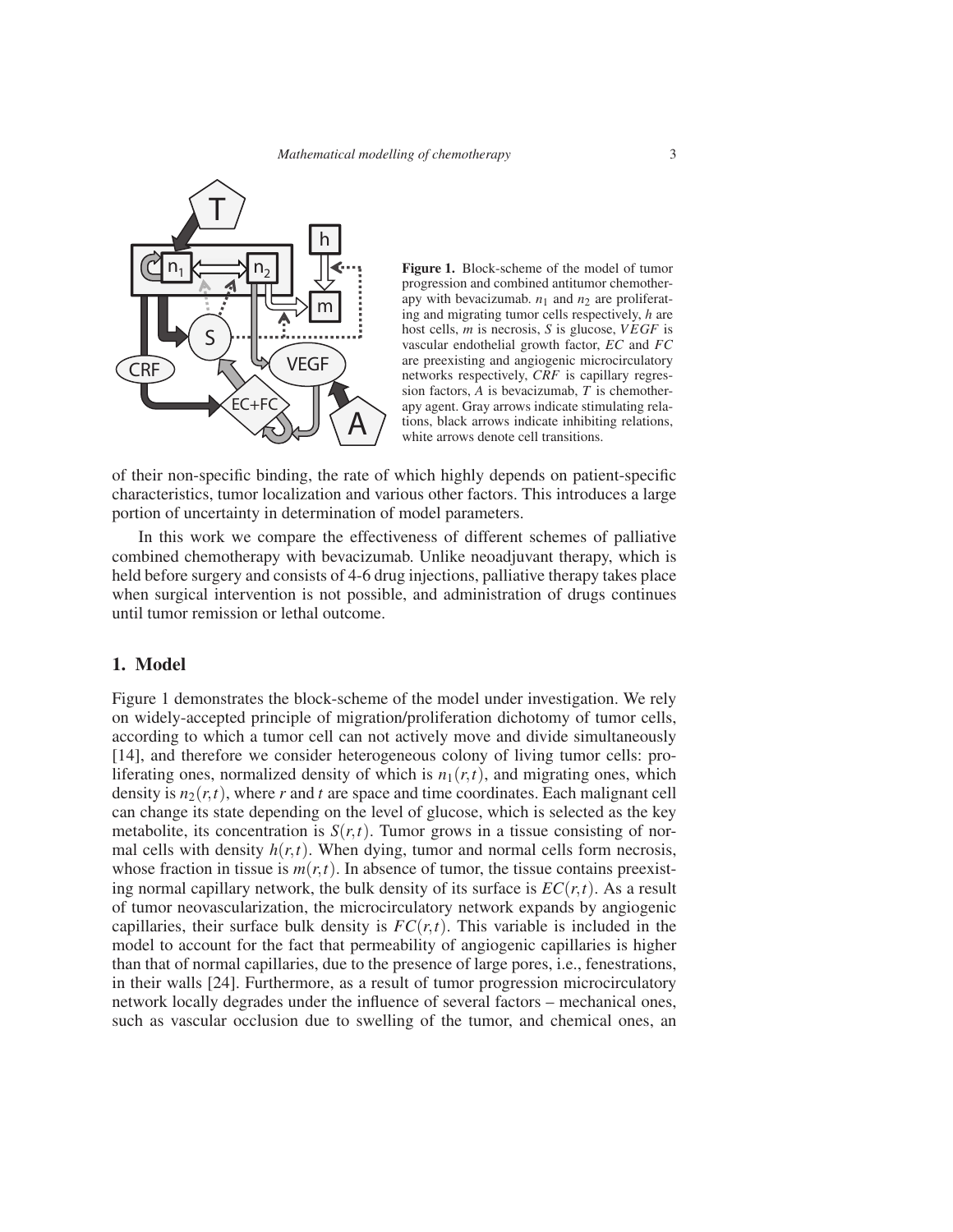**Figure 1.** Block-scheme of the model of tumor progression and combined antitumor chemotherapy with bevacizumab. $n_1$ and $n_2$ are proliferating and migrating tumor cells respectively, $h$ are host cells, $m$ is necrosis, $S$ is glucose, $VEGF$ is vascular endothelial growth factor, $EC$ and $FC$ are preexisting and angiogenic microcirculatory networks respectively, $CRF$ is capillary regression factors, $A$ is bevacizumab, $T$ is chemotherapy agent. Gray arrows indicate stimulating relations, black arrows indicate inhibiting relations, white arrows denote cell transitions.

of their non-specific binding, the rate of which highly depends on patient-specific characteristics, tumor localization and various other factors. This introduces a large portion of uncertainty in determination of model parameters.

In this work we compare the effectiveness of different schemes of palliative combined chemotherapy with bevacizumab. Unlike neoadjuvant therapy, which is held before surgery and consists of 4-6 drug injections, palliative therapy takes place when surgical intervention is not possible, and administration of drugs continues until tumor remission or lethal outcome.

## 1. Model

Figure 1 demonstrates the block-scheme of the model under investigation. We rely on widely-accepted principle of migration/proliferation dichotomy of tumor cells, according to which a tumor cell can not actively move and divide simultaneously [14], and therefore we consider heterogeneous colony of living tumor cells: proliferating ones, normalized density of which is $n_1(r,t)$, and migrating ones, which density is $n_2(r,t)$, where $r$ and $t$ are space and time coordinates. Each malignant cell can change its state depending on the level of glucose, which is selected as the key metabolite, its concentration is $S(r,t)$. Tumor grows in a tissue consisting of normal cells with density $h(r,t)$. When dying, tumor and normal cells form necrosis, whose fraction in tissue is $m(r,t)$. In absence of tumor, the tissue contains preexisting normal capillary network, the bulk density of its surface is $EC(r,t)$. As a result of tumor neovascularization, the microcirculatory network expands by angiogenic capillaries, their surface bulk density is $FC(r,t)$. This variable is included in the model to account for the fact that permeability of angiogenic capillaries is higher than that of normal capillaries, due to the presence of large pores, i.e., fenestrations, in their walls [24]. Furthermore, as a result of tumor progression microcirculatory network locally degrades under the influence of several factors – mechanical ones, such as vascular occlusion due to swelling of the tumor, and chemical ones, an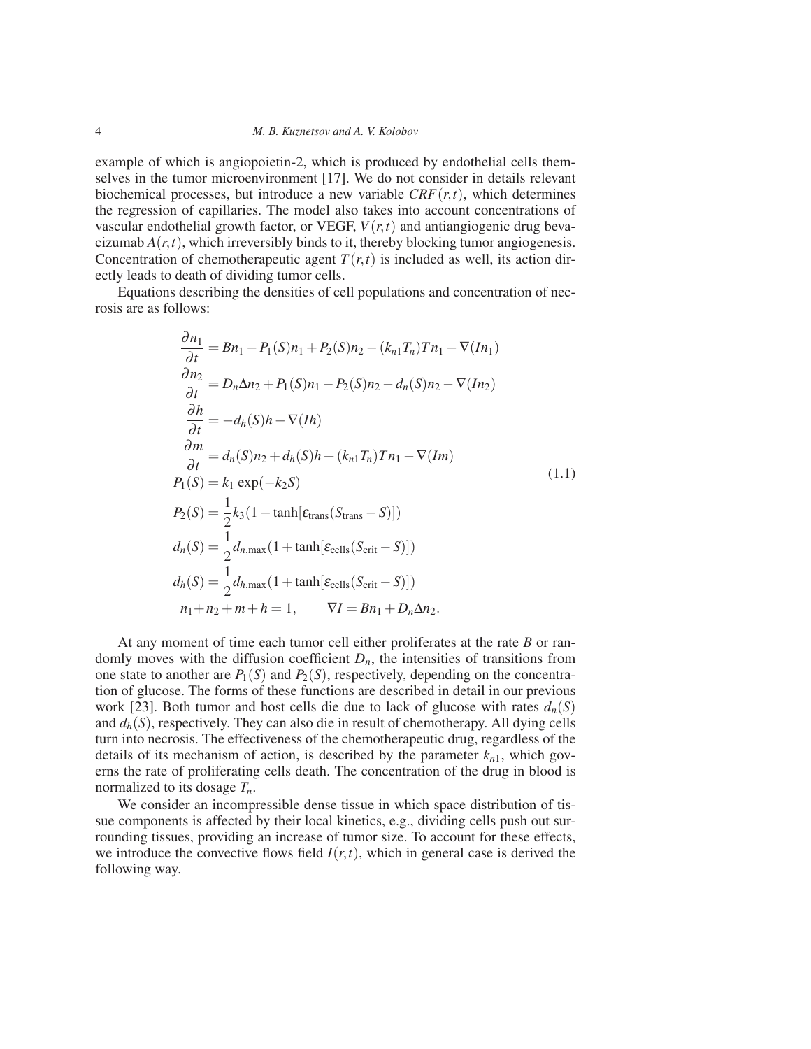example of which is angiopoietin-2, which is produced by endothelial cells themselves in the tumor microenvironment [17]. We do not consider in details relevant biochemical processes, but introduce a new variable $CRF(r,t)$, which determines the regression of capillaries. The model also takes into account concentrations of vascular endothelial growth factor, or VEGF, $V(r,t)$ and antiangiogenic drug bevacizumab $A(r,t)$, which irreversibly binds to it, thereby blocking tumor angiogenesis. Concentration of chemotherapeutic agent $T(r,t)$ is included as well, its action directly leads to death of dividing tumor cells.

Equations describing the densities of cell populations and concentration of necrosis are as follows:

$$
\begin{aligned}
\frac{\partial n_1}{\partial t} &= Bn_1 - P_1(S)n_1 + P_2(S)n_2 - (k_{n1}T_n)Tn_1 - \nabla(In_1) \\
\frac{\partial n_2}{\partial t} &= D_n \Delta n_2 + P_1(S)n_1 - P_2(S)n_2 - d_n(S)n_2 - \nabla(In_2) \\
\frac{\partial h}{\partial t} &= -d_h(S)h - \nabla(Ih) \\
\frac{\partial m}{\partial t} &= d_n(S)n_2 + d_h(S)h + (k_{n1}T_n)Tn_1 - \nabla(Im) \\
P_1(S) &= k_1 \exp(-k_2 S) \\
P_2(S) &= \frac{1}{2}k_3(1 - \tanh[\varepsilon_{\text{trans}}(S_{\text{trans}} - S)]) \\
d_n(S) &= \frac{1}{2}d_{n,\max}(1 + \tanh[\varepsilon_{\text{cells}}(S_{\text{crit}} - S)]) \\
d_h(S) &= \frac{1}{2}d_{h,\max}(1 + \tanh[\varepsilon_{\text{cells}}(S_{\text{crit}} - S)]) \\
n_1 + n_2 &+ m + h = 1, \qquad \nabla I = Bn_1 + D_n \Delta n_2.
\end{aligned}
\tag{1.1}
$$

At any moment of time each tumor cell either proliferates at the rate $B$ or randomly moves with the diffusion coefficient $D_n$, the intensities of transitions from one state to another are $P_1(S)$ and $P_2(S)$, respectively, depending on the concentration of glucose. The forms of these functions are described in detail in our previous work [23]. Both tumor and host cells die due to lack of glucose with rates $d_n(S)$ and $d_h(S)$, respectively. They can also die in result of chemotherapy. All dying cells turn into necrosis. The effectiveness of the chemotherapeutic drug, regardless of the details of its mechanism of action, is described by the parameter $k_{n1}$, which governs the rate of proliferating cells death. The concentration of the drug in blood is normalized to its dosage $T_n$.

We consider an incompressible dense tissue in which space distribution of tissue components is affected by their local kinetics, e.g., dividing cells push out surrounding tissues, providing an increase of tumor size. To account for these effects, we introduce the convective flows field $I(r,t)$, which in general case is derived the following way.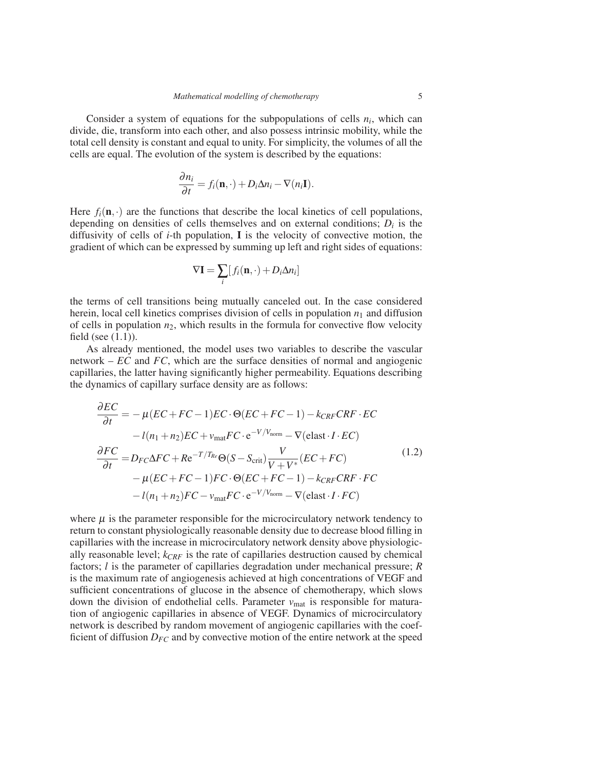Consider a system of equations for the subpopulations of cells $n_i$, which can divide, die, transform into each other, and also possess intrinsic mobility, while the total cell density is constant and equal to unity. For simplicity, the volumes of all the cells are equal. The evolution of the system is described by the equations:

$$\frac{\partial n_i}{\partial t} = f_i(\mathbf{n},\cdot) + D_i \Delta n_i - \nabla(n_i \mathbf{I}).$$

Here $f_i(\mathbf{n},\cdot)$ are the functions that describe the local kinetics of cell populations, depending on densities of cells themselves and on external conditions; $D_i$ is the diffusivity of cells of $i$-th population, $\mathbf{I}$ is the velocity of convective motion, the gradient of which can be expressed by summing up left and right sides of equations:

$$\nabla \mathbf{I} = \sum_i [f_i(\mathbf{n},\cdot) + D_i \Delta n_i]$$

the terms of cell transitions being mutually canceled out. In the case considered herein, local cell kinetics comprises division of cells in population $n_1$ and diffusion of cells in population $n_2$, which results in the formula for convective flow velocity field (see (1.1)).

As already mentioned, the model uses two variables to describe the vascular network – $EC$ and $FC$, which are the surface densities of normal and angiogenic capillaries, the latter having significantly higher permeability. Equations describing the dynamics of capillary surface density are as follows:

$$\begin{aligned}
\frac{\partial EC}{\partial t} =& -\mu(EC+FC-1)EC \cdot \Theta(EC+FC-1) - k_{CRF} CRF \cdot EC \\
& - l(n_1+n_2)EC + v_{\mathrm{mat}} FC \cdot \mathrm{e}^{-V/V_{\mathrm{norm}}} - \nabla(\mathrm{elast} \cdot I \cdot EC) \\
\frac{\partial FC}{\partial t} =& D_{FC} \Delta FC + R \mathrm{e}^{-T/T_{Re}} \Theta(S - S_{\mathrm{crit}}) \frac{V}{V+V^*}(EC+FC) \\
& - \mu(EC+FC-1)FC \cdot \Theta(EC+FC-1) - k_{CRF} CRF \cdot FC \\
& - l(n_1+n_2)FC - v_{\mathrm{mat}} FC \cdot \mathrm{e}^{-V/V_{\mathrm{norm}}} - \nabla(\mathrm{elast} \cdot I \cdot FC)
\end{aligned} \tag{1.2}$$

where $\mu$ is the parameter responsible for the microcirculatory network tendency to return to constant physiologically reasonable density due to decrease blood filling in capillaries with the increase in microcirculatory network density above physiologically reasonable level; $k_{CRF}$ is the rate of capillaries destruction caused by chemical factors; $l$ is the parameter of capillaries degradation under mechanical pressure; $R$ is the maximum rate of angiogenesis achieved at high concentrations of VEGF and sufficient concentrations of glucose in the absence of chemotherapy, which slows down the division of endothelial cells. Parameter $v_{\mathrm{mat}}$ is responsible for maturation of angiogenic capillaries in absence of VEGF. Dynamics of microcirculatory network is described by random movement of angiogenic capillaries with the coefficient of diffusion $D_{FC}$ and by convective motion of the entire network at the speed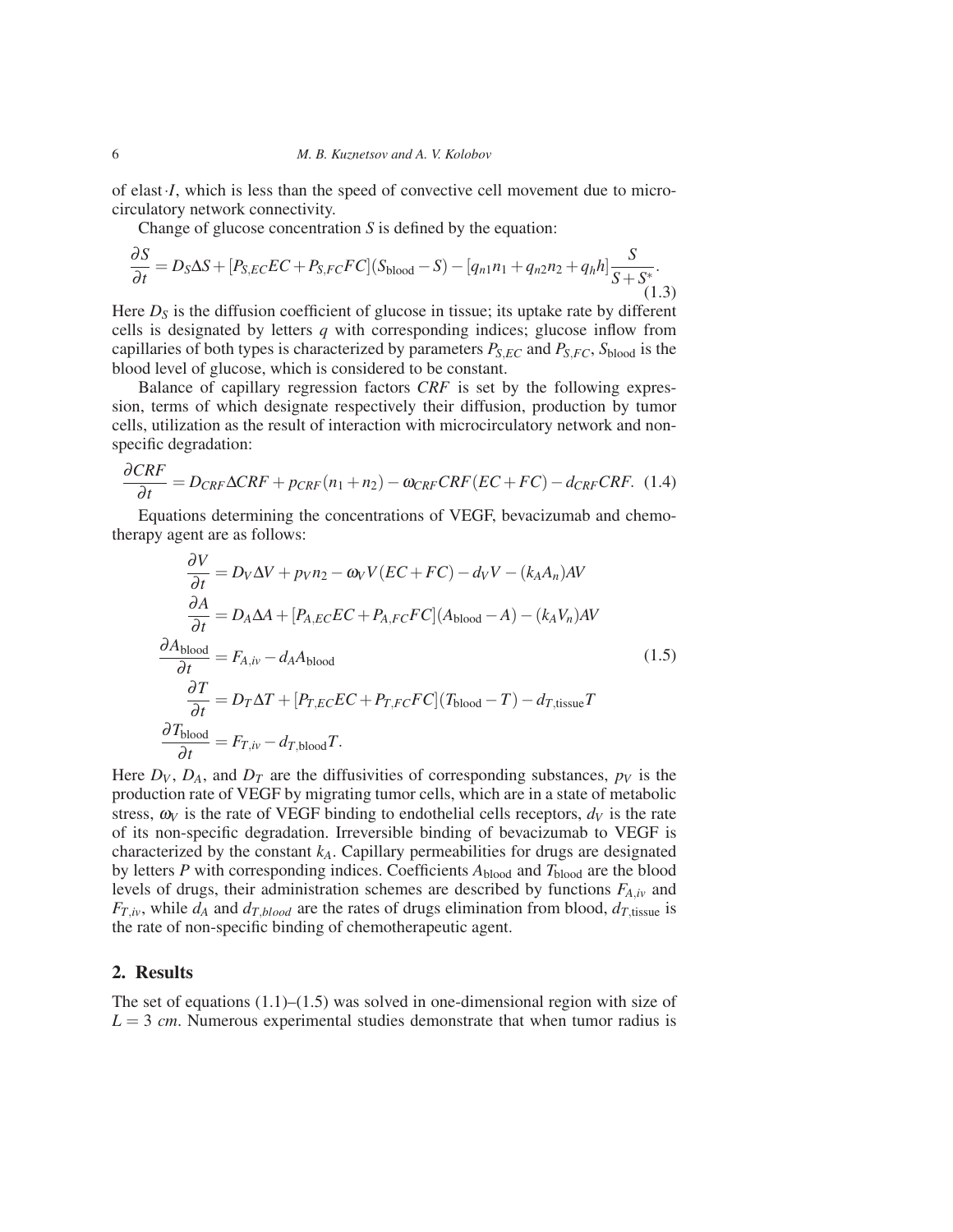of elast$\cdot I$, which is less than the speed of convective cell movement due to microcirculatory network connectivity.

Change of glucose concentration $S$ is defined by the equation:

$$\frac{\partial S}{\partial t} = D_S \Delta S + [P_{S,EC}EC + P_{S,FC}FC](S_{\text{blood}} - S) - [q_{n1}n_1 + q_{n2}n_2 + q_h h]\frac{S}{S + S^*}. \tag{1.3}$$

Here $D_S$ is the diffusion coefficient of glucose in tissue; its uptake rate by different cells is designated by letters $q$ with corresponding indices; glucose inflow from capillaries of both types is characterized by parameters $P_{S,EC}$ and $P_{S,FC}$, $S_{\text{blood}}$ is the blood level of glucose, which is considered to be constant.

Balance of capillary regression factors $CRF$ is set by the following expression, terms of which designate respectively their diffusion, production by tumor cells, utilization as the result of interaction with microcirculatory network and nonspecific degradation:

$$\frac{\partial CRF}{\partial t} = D_{CRF}\Delta CRF + p_{CRF}(n_1 + n_2) - \omega_{CRF}CRF(EC + FC) - d_{CRF}CRF. \tag{1.4}$$

Equations determining the concentrations of VEGF, bevacizumab and chemotherapy agent are as follows:

$$\begin{aligned}
\frac{\partial V}{\partial t} &= D_V \Delta V + p_V n_2 - \omega_V V(EC + FC) - d_V V - (k_A A_n)AV \\
\frac{\partial A}{\partial t} &= D_A \Delta A + [P_{A,EC}EC + P_{A,FC}FC](A_{\text{blood}} - A) - (k_A V_n)AV \\
\frac{\partial A_{\text{blood}}}{\partial t} &= F_{A,iv} - d_A A_{\text{blood}} \\
\frac{\partial T}{\partial t} &= D_T \Delta T + [P_{T,EC}EC + P_{T,FC}FC](T_{\text{blood}} - T) - d_{T,\text{tissue}}T \\
\frac{\partial T_{\text{blood}}}{\partial t} &= F_{T,iv} - d_{T,\text{blood}}T.
\end{aligned} \tag{1.5}$$

Here $D_V$, $D_A$, and $D_T$ are the diffusivities of corresponding substances, $p_V$ is the production rate of VEGF by migrating tumor cells, which are in a state of metabolic stress, $\omega_V$ is the rate of VEGF binding to endothelial cells receptors, $d_V$ is the rate of its non-specific degradation. Irreversible binding of bevacizumab to VEGF is characterized by the constant $k_A$. Capillary permeabilities for drugs are designated by letters $P$ with corresponding indices. Coefficients $A_{\text{blood}}$ and $T_{\text{blood}}$ are the blood levels of drugs, their administration schemes are described by functions $F_{A,iv}$ and $F_{T,iv}$, while $d_A$ and $d_{T,blood}$ are the rates of drugs elimination from blood, $d_{T,\text{tissue}}$ is the rate of non-specific binding of chemotherapeutic agent.

## 2. Results

The set of equations (1.1)–(1.5) was solved in one-dimensional region with size of $L = 3$ *cm*. Numerous experimental studies demonstrate that when tumor radius is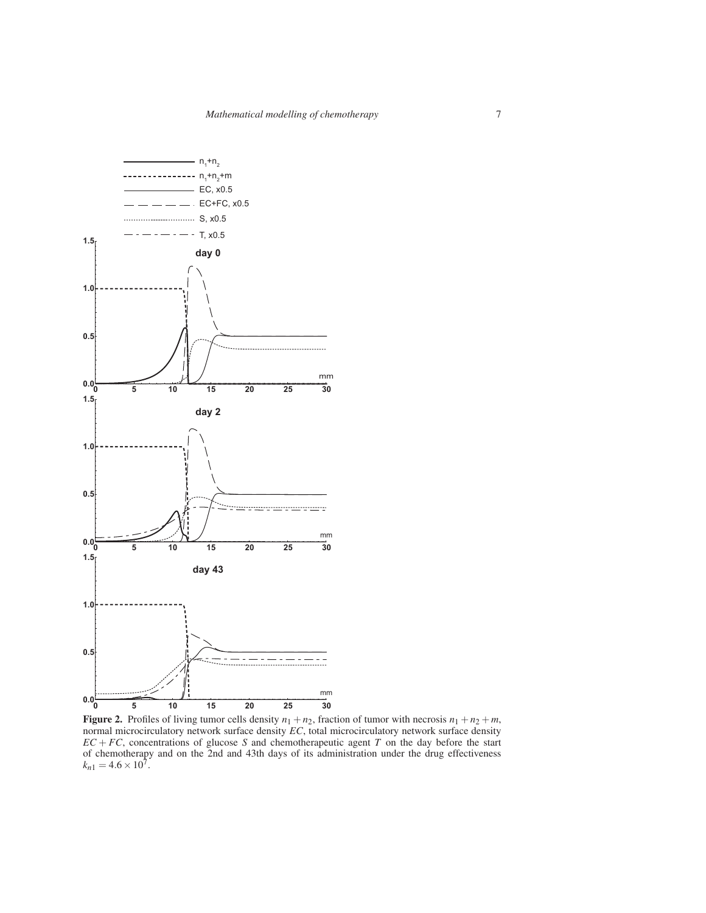**Figure 2.** Profiles of living tumor cells density $n_1 + n_2$, fraction of tumor with necrosis $n_1 + n_2 + m$, normal microcirculatory network surface density $EC$, total microcirculatory network surface density $EC + FC$, concentrations of glucose $S$ and chemotherapeutic agent $T$ on the day before the start of chemotherapy and on the 2nd and 43th days of its administration under the drug effectiveness $k_{n1} = 4.6 \times 10^7$.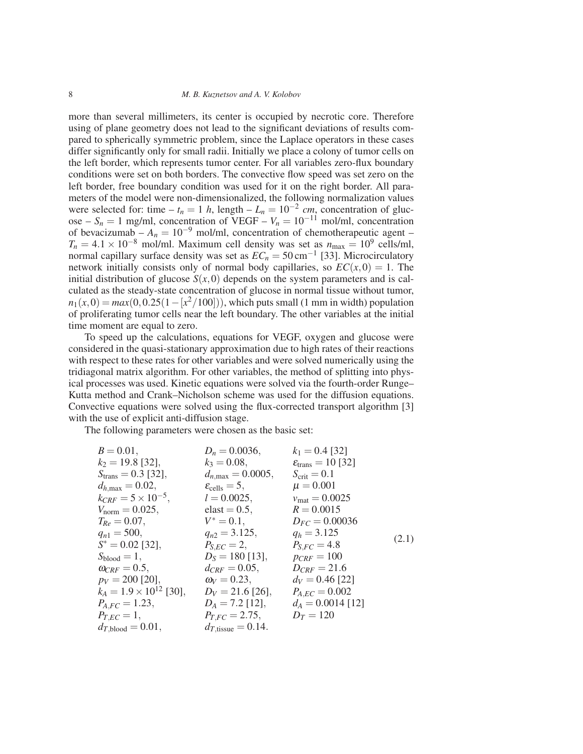more than several millimeters, its center is occupied by necrotic core. Therefore using of plane geometry does not lead to the significant deviations of results compared to spherically symmetric problem, since the Laplace operators in these cases differ significantly only for small radii. Initially we place a colony of tumor cells on the left border, which represents tumor center. For all variables zero-flux boundary conditions were set on both borders. The convective flow speed was set zero on the left border, free boundary condition was used for it on the right border. All parameters of the model were non-dimensionalized, the following normalization values were selected for: time – $t_n = 1$ *h*, length – $L_n = 10^{-2}$ *cm*, concentration of glucose – $S_n = 1$ mg/ml, concentration of VEGF – $V_n = 10^{-11}$ mol/ml, concentration of bevacizumab – $A_n = 10^{-9}$ mol/ml, concentration of chemotherapeutic agent – $T_n = 4.1 \times 10^{-8}$ mol/ml. Maximum cell density was set as $n_{\max} = 10^9$ cells/ml, normal capillary surface density was set as $EC_n = 50\,\text{cm}^{-1}$ [33]. Microcirculatory network initially consists only of normal body capillaries, so $EC(x,0) = 1$. The initial distribution of glucose $S(x,0)$ depends on the system parameters and is calculated as the steady-state concentration of glucose in normal tissue without tumor, $n_1(x,0) = max(0, 0.25(1-[x^2/100]))$, which puts small (1 mm in width) population of proliferating tumor cells near the left boundary. The other variables at the initial time moment are equal to zero.

To speed up the calculations, equations for VEGF, oxygen and glucose were considered in the quasi-stationary approximation due to high rates of their reactions with respect to these rates for other variables and were solved numerically using the tridiagonal matrix algorithm. For other variables, the method of splitting into physical processes was used. Kinetic equations were solved via the fourth-order Runge–Kutta method and Crank–Nicholson scheme was used for the diffusion equations. Convective equations were solved using the flux-corrected transport algorithm [3] with the use of explicit anti-diffusion stage.

The following parameters were chosen as the basic set:

$$
\begin{array}{lll}
B = 0.01, & D_n = 0.0036, & k_1 = 0.4\ [32] \\
k_2 = 19.8\ [32], & k_3 = 0.08, & \varepsilon_{\text{trans}} = 10\ [32] \\
S_{\text{trans}} = 0.3\ [32], & d_{n,\max} = 0.0005, & S_{\text{crit}} = 0.1 \\
d_{h,\max} = 0.02, & \varepsilon_{\text{cells}} = 5, & \mu = 0.001 \\
k_{CRF} = 5 \times 10^{-5}, & l = 0.0025, & v_{\text{mat}} = 0.0025 \\
V_{\text{norm}} = 0.025, & \text{elast} = 0.5, & R = 0.0015 \\
T_{Re} = 0.07, & V^* = 0.1, & D_{FC} = 0.00036 \\
q_{n1} = 500, & q_{n2} = 3.125, & q_h = 3.125 \\
S^* = 0.02\ [32], & P_{S,EC} = 2, & P_{S,FC} = 4.8 \\
S_{\text{blood}} = 1, & D_S = 180\ [13], & p_{CRF} = 100 \\
\omega_{CRF} = 0.5, & d_{CRF} = 0.05, & D_{CRF} = 21.6 \\
p_V = 200\ [20], & \omega_V = 0.23, & d_V = 0.46\ [22] \\
k_A = 1.9 \times 10^{12}\ [30], & D_V = 21.6\ [26], & P_{A,EC} = 0.002 \\
P_{A,FC} = 1.23, & D_A = 7.2\ [12], & d_A = 0.0014\ [12] \\
P_{T,EC} = 1, & P_{T,FC} = 2.75, & D_T = 120 \\
d_{T,\text{blood}} = 0.01, & d_{T,\text{tissue}} = 0.14. &
\end{array}
\qquad (2.1)
$$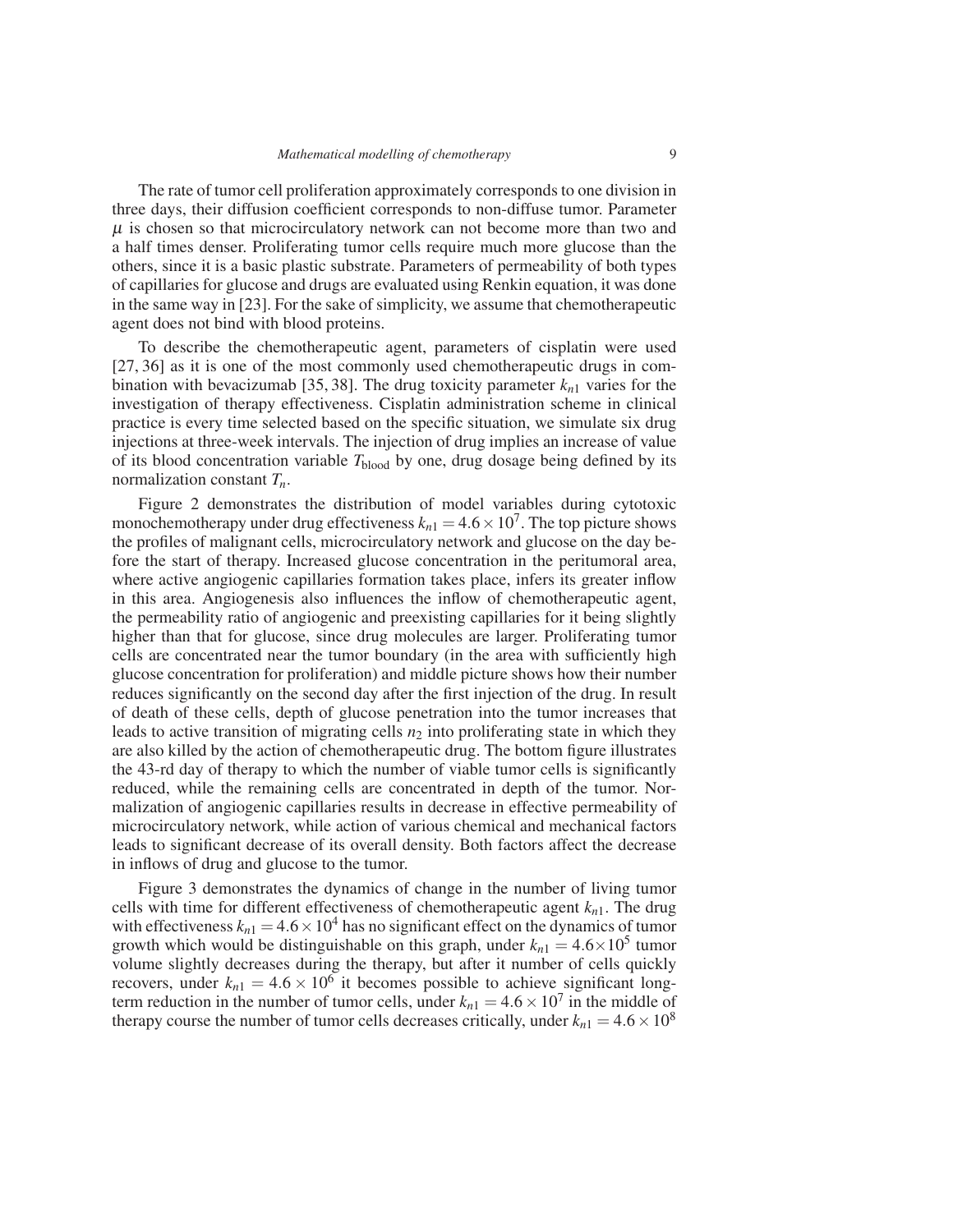The rate of tumor cell proliferation approximately corresponds to one division in three days, their diffusion coefficient corresponds to non-diffuse tumor. Parameter $\mu$ is chosen so that microcirculatory network can not become more than two and a half times denser. Proliferating tumor cells require much more glucose than the others, since it is a basic plastic substrate. Parameters of permeability of both types of capillaries for glucose and drugs are evaluated using Renkin equation, it was done in the same way in [23]. For the sake of simplicity, we assume that chemotherapeutic agent does not bind with blood proteins.

To describe the chemotherapeutic agent, parameters of cisplatin were used [27, 36] as it is one of the most commonly used chemotherapeutic drugs in combination with bevacizumab [35, 38]. The drug toxicity parameter $k_{n1}$ varies for the investigation of therapy effectiveness. Cisplatin administration scheme in clinical practice is every time selected based on the specific situation, we simulate six drug injections at three-week intervals. The injection of drug implies an increase of value of its blood concentration variable $T_{\text{blood}}$ by one, drug dosage being defined by its normalization constant $T_n$.

Figure 2 demonstrates the distribution of model variables during cytotoxic monochemotherapy under drug effectiveness $k_{n1} = 4.6 \times 10^7$. The top picture shows the profiles of malignant cells, microcirculatory network and glucose on the day before the start of therapy. Increased glucose concentration in the peritumoral area, where active angiogenic capillaries formation takes place, infers its greater inflow in this area. Angiogenesis also influences the inflow of chemotherapeutic agent, the permeability ratio of angiogenic and preexisting capillaries for it being slightly higher than that for glucose, since drug molecules are larger. Proliferating tumor cells are concentrated near the tumor boundary (in the area with sufficiently high glucose concentration for proliferation) and middle picture shows how their number reduces significantly on the second day after the first injection of the drug. In result of death of these cells, depth of glucose penetration into the tumor increases that leads to active transition of migrating cells $n_2$ into proliferating state in which they are also killed by the action of chemotherapeutic drug. The bottom figure illustrates the 43-rd day of therapy to which the number of viable tumor cells is significantly reduced, while the remaining cells are concentrated in depth of the tumor. Normalization of angiogenic capillaries results in decrease in effective permeability of microcirculatory network, while action of various chemical and mechanical factors leads to significant decrease of its overall density. Both factors affect the decrease in inflows of drug and glucose to the tumor.

Figure 3 demonstrates the dynamics of change in the number of living tumor cells with time for different effectiveness of chemotherapeutic agent $k_{n1}$. The drug with effectiveness $k_{n1} = 4.6 \times 10^4$ has no significant effect on the dynamics of tumor growth which would be distinguishable on this graph, under $k_{n1} = 4.6 \times 10^5$ tumor volume slightly decreases during the therapy, but after it number of cells quickly recovers, under $k_{n1} = 4.6 \times 10^6$ it becomes possible to achieve significant long-term reduction in the number of tumor cells, under $k_{n1} = 4.6 \times 10^7$ in the middle of therapy course the number of tumor cells decreases critically, under $k_{n1} = 4.6 \times 10^8$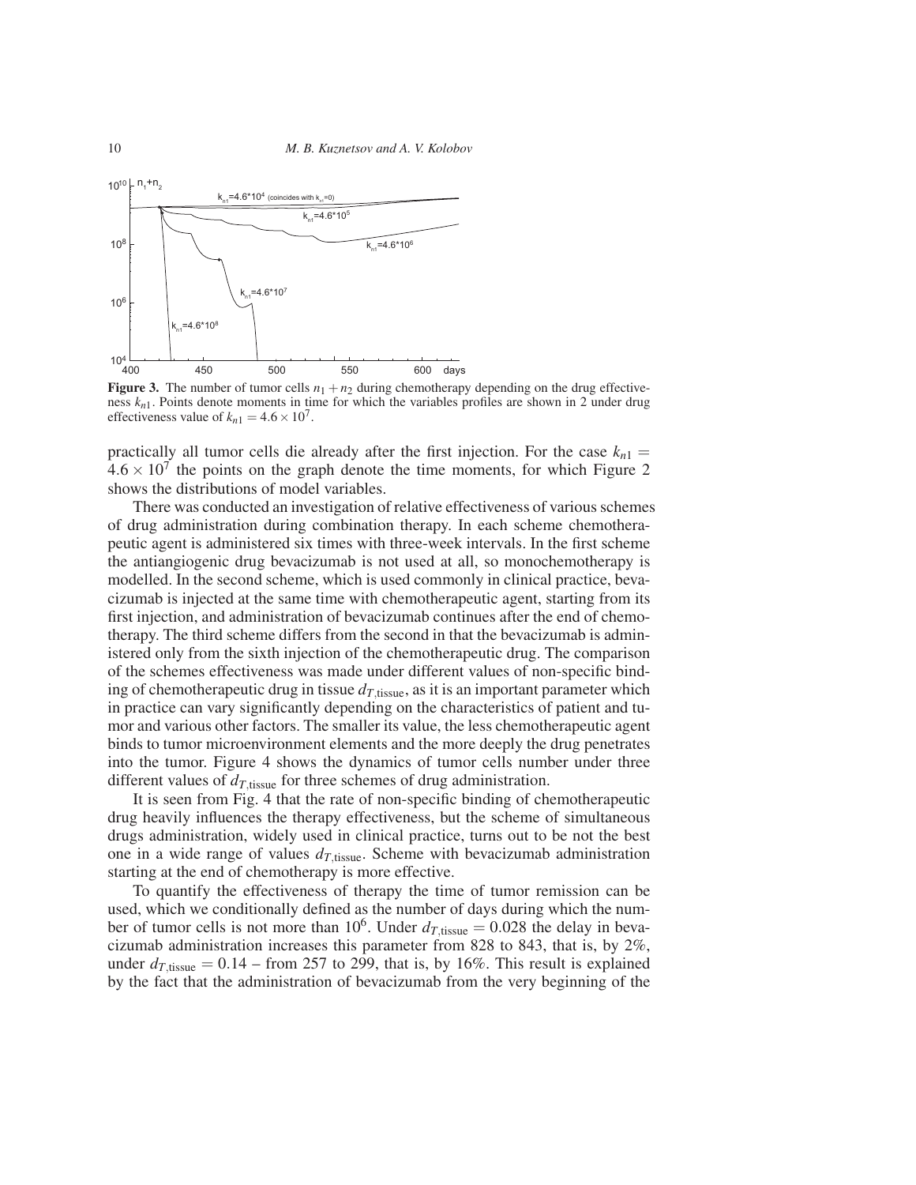**Figure 3.** The number of tumor cells $n_1 + n_2$ during chemotherapy depending on the drug effectiveness $k_{n1}$. Points denote moments in time for which the variables profiles are shown in 2 under drug effectiveness value of $k_{n1} = 4.6 \times 10^7$.

practically all tumor cells die already after the first injection. For the case $k_{n1} = 4.6 \times 10^7$ the points on the graph denote the time moments, for which Figure 2 shows the distributions of model variables.

There was conducted an investigation of relative effectiveness of various schemes of drug administration during combination therapy. In each scheme chemotherapeutic agent is administered six times with three-week intervals. In the first scheme the antiangiogenic drug bevacizumab is not used at all, so monochemotherapy is modelled. In the second scheme, which is used commonly in clinical practice, bevacizumab is injected at the same time with chemotherapeutic agent, starting from its first injection, and administration of bevacizumab continues after the end of chemotherapy. The third scheme differs from the second in that the bevacizumab is administered only from the sixth injection of the chemotherapeutic drug. The comparison of the schemes effectiveness was made under different values of non-specific binding of chemotherapeutic drug in tissue $d_{T,\text{tissue}}$, as it is an important parameter which in practice can vary significantly depending on the characteristics of patient and tumor and various other factors. The smaller its value, the less chemotherapeutic agent binds to tumor microenvironment elements and the more deeply the drug penetrates into the tumor. Figure 4 shows the dynamics of tumor cells number under three different values of $d_{T,\text{tissue}}$ for three schemes of drug administration.

It is seen from Fig. 4 that the rate of non-specific binding of chemotherapeutic drug heavily influences the therapy effectiveness, but the scheme of simultaneous drugs administration, widely used in clinical practice, turns out to be not the best one in a wide range of values $d_{T,\text{tissue}}$. Scheme with bevacizumab administration starting at the end of chemotherapy is more effective.

To quantify the effectiveness of therapy the time of tumor remission can be used, which we conditionally defined as the number of days during which the number of tumor cells is not more than $10^6$. Under $d_{T,\text{tissue}} = 0.028$ the delay in bevacizumab administration increases this parameter from 828 to 843, that is, by 2%, under $d_{T,\text{tissue}} = 0.14$ – from 257 to 299, that is, by 16%. This result is explained by the fact that the administration of bevacizumab from the very beginning of the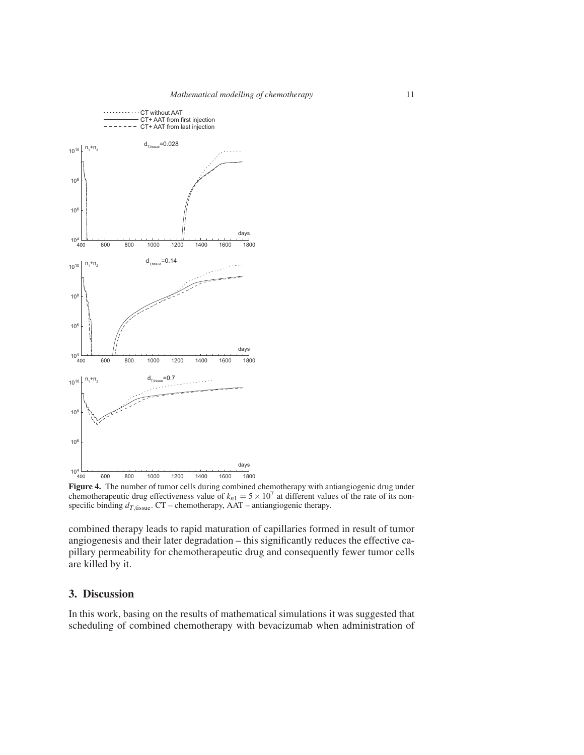**Figure 4.** The number of tumor cells during combined chemotherapy with antiangiogenic drug under chemotherapeutic drug effectiveness value of $k_{n1} = 5 \times 10^7$ at different values of the rate of its non-specific binding $d_{T,\text{tissue}}$. CT – chemotherapy, AAT – antiangiogenic therapy.

combined therapy leads to rapid maturation of capillaries formed in result of tumor angiogenesis and their later degradation – this significantly reduces the effective capillary permeability for chemotherapeutic drug and consequently fewer tumor cells are killed by it.

## 3. Discussion

In this work, basing on the results of mathematical simulations it was suggested that scheduling of combined chemotherapy with bevacizumab when administration of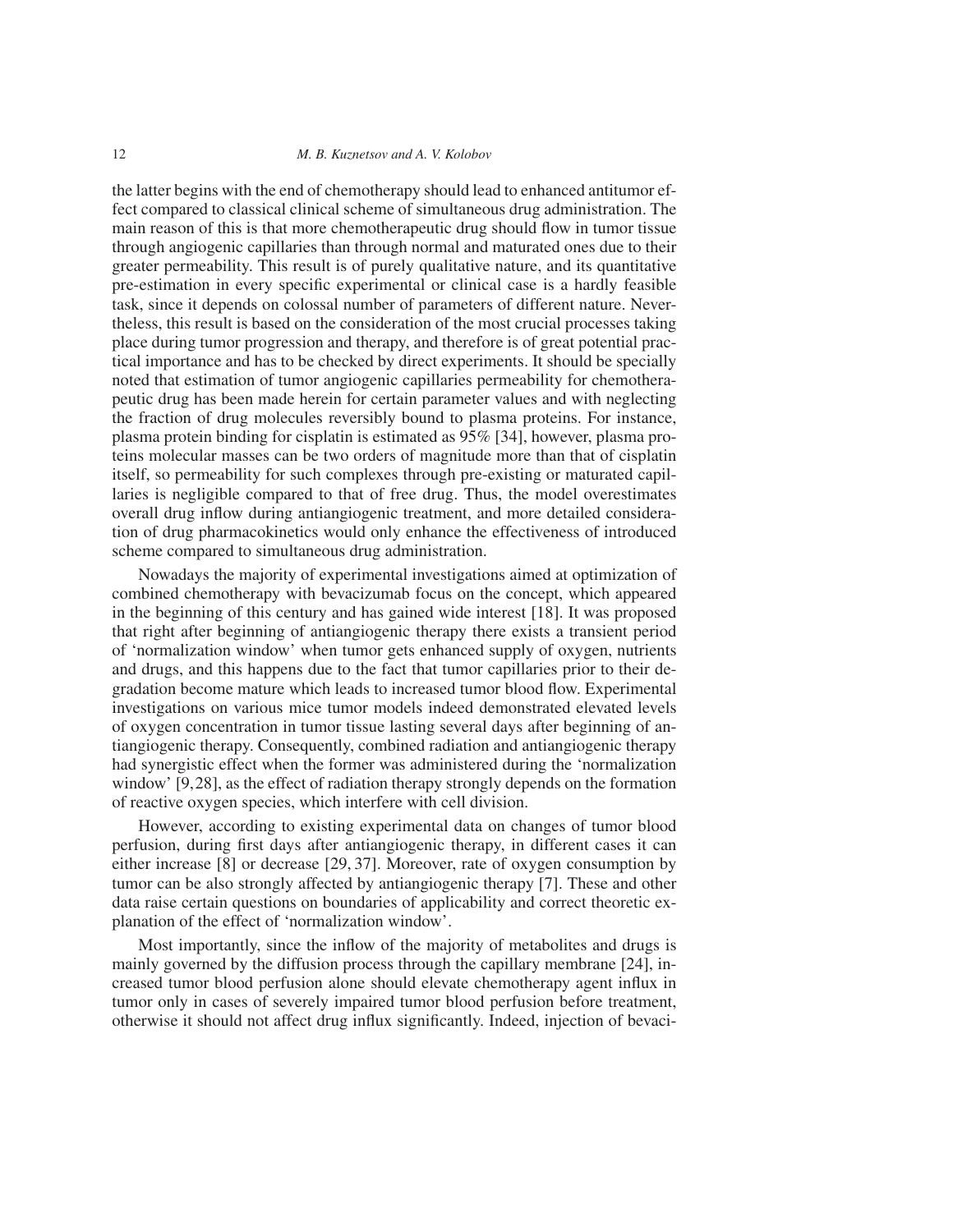the latter begins with the end of chemotherapy should lead to enhanced antitumor effect compared to classical clinical scheme of simultaneous drug administration. The main reason of this is that more chemotherapeutic drug should flow in tumor tissue through angiogenic capillaries than through normal and maturated ones due to their greater permeability. This result is of purely qualitative nature, and its quantitative pre-estimation in every specific experimental or clinical case is a hardly feasible task, since it depends on colossal number of parameters of different nature. Nevertheless, this result is based on the consideration of the most crucial processes taking place during tumor progression and therapy, and therefore is of great potential practical importance and has to be checked by direct experiments. It should be specially noted that estimation of tumor angiogenic capillaries permeability for chemotherapeutic drug has been made herein for certain parameter values and with neglecting the fraction of drug molecules reversibly bound to plasma proteins. For instance, plasma protein binding for cisplatin is estimated as 95% [34], however, plasma proteins molecular masses can be two orders of magnitude more than that of cisplatin itself, so permeability for such complexes through pre-existing or maturated capillaries is negligible compared to that of free drug. Thus, the model overestimates overall drug inflow during antiangiogenic treatment, and more detailed consideration of drug pharmacokinetics would only enhance the effectiveness of introduced scheme compared to simultaneous drug administration.

Nowadays the majority of experimental investigations aimed at optimization of combined chemotherapy with bevacizumab focus on the concept, which appeared in the beginning of this century and has gained wide interest [18]. It was proposed that right after beginning of antiangiogenic therapy there exists a transient period of 'normalization window' when tumor gets enhanced supply of oxygen, nutrients and drugs, and this happens due to the fact that tumor capillaries prior to their degradation become mature which leads to increased tumor blood flow. Experimental investigations on various mice tumor models indeed demonstrated elevated levels of oxygen concentration in tumor tissue lasting several days after beginning of antiangiogenic therapy. Consequently, combined radiation and antiangiogenic therapy had synergistic effect when the former was administered during the 'normalization window' [9,28], as the effect of radiation therapy strongly depends on the formation of reactive oxygen species, which interfere with cell division.

However, according to existing experimental data on changes of tumor blood perfusion, during first days after antiangiogenic therapy, in different cases it can either increase [8] or decrease [29, 37]. Moreover, rate of oxygen consumption by tumor can be also strongly affected by antiangiogenic therapy [7]. These and other data raise certain questions on boundaries of applicability and correct theoretic explanation of the effect of 'normalization window'.

Most importantly, since the inflow of the majority of metabolites and drugs is mainly governed by the diffusion process through the capillary membrane [24], increased tumor blood perfusion alone should elevate chemotherapy agent influx in tumor only in cases of severely impaired tumor blood perfusion before treatment, otherwise it should not affect drug influx significantly. Indeed, injection of bevaci-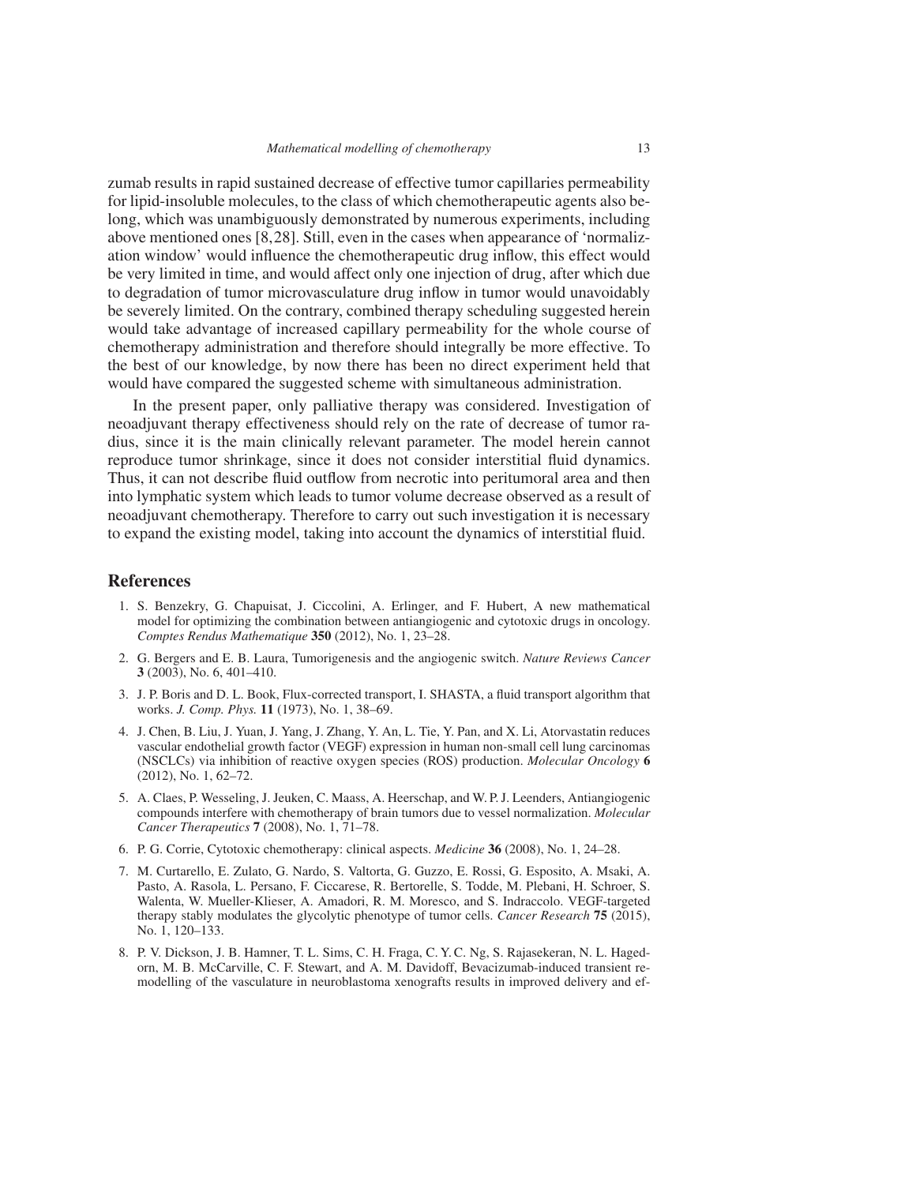zumab results in rapid sustained decrease of effective tumor capillaries permeability for lipid-insoluble molecules, to the class of which chemotherapeutic agents also belong, which was unambiguously demonstrated by numerous experiments, including above mentioned ones [8,28]. Still, even in the cases when appearance of 'normalization window' would influence the chemotherapeutic drug inflow, this effect would be very limited in time, and would affect only one injection of drug, after which due to degradation of tumor microvasculature drug inflow in tumor would unavoidably be severely limited. On the contrary, combined therapy scheduling suggested herein would take advantage of increased capillary permeability for the whole course of chemotherapy administration and therefore should integrally be more effective. To the best of our knowledge, by now there has been no direct experiment held that would have compared the suggested scheme with simultaneous administration.

In the present paper, only palliative therapy was considered. Investigation of neoadjuvant therapy effectiveness should rely on the rate of decrease of tumor radius, since it is the main clinically relevant parameter. The model herein cannot reproduce tumor shrinkage, since it does not consider interstitial fluid dynamics. Thus, it can not describe fluid outflow from necrotic into peritumoral area and then into lymphatic system which leads to tumor volume decrease observed as a result of neoadjuvant chemotherapy. Therefore to carry out such investigation it is necessary to expand the existing model, taking into account the dynamics of interstitial fluid.

## References

1. S. Benzekry, G. Chapuisat, J. Ciccolini, A. Erlinger, and F. Hubert, A new mathematical model for optimizing the combination between antiangiogenic and cytotoxic drugs in oncology. *Comptes Rendus Mathematique* **350** (2012), No. 1, 23–28.
2. G. Bergers and E. B. Laura, Tumorigenesis and the angiogenic switch. *Nature Reviews Cancer* **3** (2003), No. 6, 401–410.
3. J. P. Boris and D. L. Book, Flux-corrected transport, I. SHASTA, a fluid transport algorithm that works. *J. Comp. Phys.* **11** (1973), No. 1, 38–69.
4. J. Chen, B. Liu, J. Yuan, J. Yang, J. Zhang, Y. An, L. Tie, Y. Pan, and X. Li, Atorvastatin reduces vascular endothelial growth factor (VEGF) expression in human non-small cell lung carcinomas (NSCLCs) via inhibition of reactive oxygen species (ROS) production. *Molecular Oncology* **6** (2012), No. 1, 62–72.
5. A. Claes, P. Wesseling, J. Jeuken, C. Maass, A. Heerschap, and W. P. J. Leenders, Antiangiogenic compounds interfere with chemotherapy of brain tumors due to vessel normalization. *Molecular Cancer Therapeutics* **7** (2008), No. 1, 71–78.
6. P. G. Corrie, Cytotoxic chemotherapy: clinical aspects. *Medicine* **36** (2008), No. 1, 24–28.
7. M. Curtarello, E. Zulato, G. Nardo, S. Valtorta, G. Guzzo, E. Rossi, G. Esposito, A. Msaki, A. Pasto, A. Rasola, L. Persano, F. Ciccarese, R. Bertorelle, S. Todde, M. Plebani, H. Schroer, S. Walenta, W. Mueller-Klieser, A. Amadori, R. M. Moresco, and S. Indraccolo. VEGF-targeted therapy stably modulates the glycolytic phenotype of tumor cells. *Cancer Research* **75** (2015), No. 1, 120–133.
8. P. V. Dickson, J. B. Hamner, T. L. Sims, C. H. Fraga, C. Y. C. Ng, S. Rajasekeran, N. L. Hagedorn, M. B. McCarville, C. F. Stewart, and A. M. Davidoff, Bevacizumab-induced transient remodelling of the vasculature in neuroblastoma xenografts results in improved delivery and ef-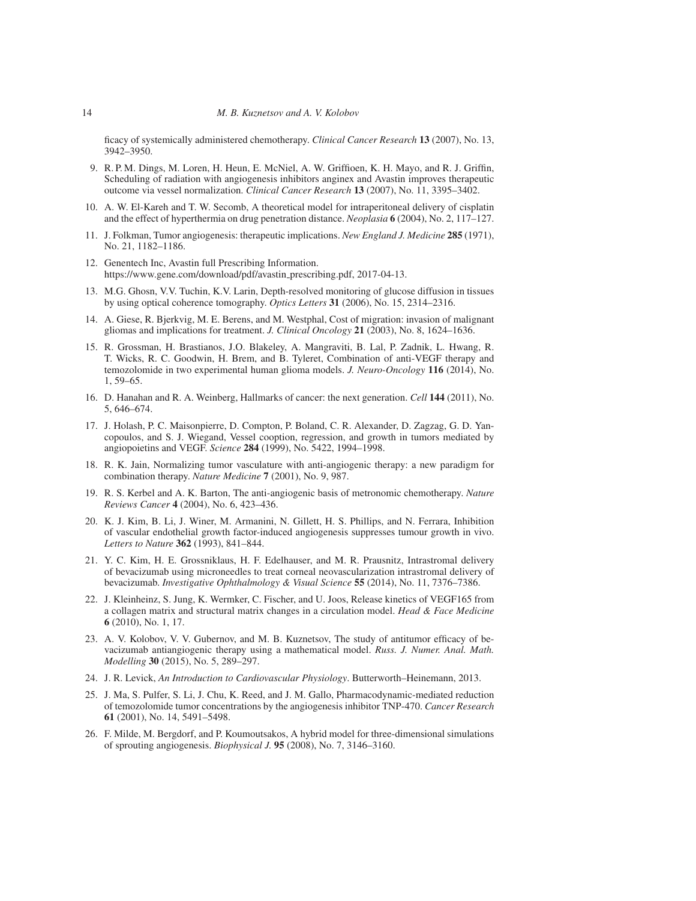ficacy of systemically administered chemotherapy. *Clinical Cancer Research* **13** (2007), No. 13, 3942–3950.

9. R. P. M. Dings, M. Loren, H. Heun, E. McNiel, A. W. Griffioen, K. H. Mayo, and R. J. Griffin, Scheduling of radiation with angiogenesis inhibitors anginex and Avastin improves therapeutic outcome via vessel normalization. *Clinical Cancer Research* **13** (2007), No. 11, 3395–3402.
10. A. W. El-Kareh and T. W. Secomb, A theoretical model for intraperitoneal delivery of cisplatin and the effect of hyperthermia on drug penetration distance. *Neoplasia* **6** (2004), No. 2, 117–127.
11. J. Folkman, Tumor angiogenesis: therapeutic implications. *New England J. Medicine* **285** (1971), No. 21, 1182–1186.
12. Genentech Inc, Avastin full Prescribing Information. https://www.gene.com/download/pdf/avastin_prescribing.pdf, 2017-04-13.
13. M.G. Ghosn, V.V. Tuchin, K.V. Larin, Depth-resolved monitoring of glucose diffusion in tissues by using optical coherence tomography. *Optics Letters* **31** (2006), No. 15, 2314–2316.
14. A. Giese, R. Bjerkvig, M. E. Berens, and M. Westphal, Cost of migration: invasion of malignant gliomas and implications for treatment. *J. Clinical Oncology* **21** (2003), No. 8, 1624–1636.
15. R. Grossman, H. Brastianos, J.O. Blakeley, A. Mangraviti, B. Lal, P. Zadnik, L. Hwang, R. T. Wicks, R. C. Goodwin, H. Brem, and B. Tyleret, Combination of anti-VEGF therapy and temozolomide in two experimental human glioma models. *J. Neuro-Oncology* **116** (2014), No. 1, 59–65.
16. D. Hanahan and R. A. Weinberg, Hallmarks of cancer: the next generation. *Cell* **144** (2011), No. 5, 646–674.
17. J. Holash, P. C. Maisonpierre, D. Compton, P. Boland, C. R. Alexander, D. Zagzag, G. D. Yancopoulos, and S. J. Wiegand, Vessel cooption, regression, and growth in tumors mediated by angiopoietins and VEGF. *Science* **284** (1999), No. 5422, 1994–1998.
18. R. K. Jain, Normalizing tumor vasculature with anti-angiogenic therapy: a new paradigm for combination therapy. *Nature Medicine* **7** (2001), No. 9, 987.
19. R. S. Kerbel and A. K. Barton, The anti-angiogenic basis of metronomic chemotherapy. *Nature Reviews Cancer* **4** (2004), No. 6, 423–436.
20. K. J. Kim, B. Li, J. Winer, M. Armanini, N. Gillett, H. S. Phillips, and N. Ferrara, Inhibition of vascular endothelial growth factor-induced angiogenesis suppresses tumour growth in vivo. *Letters to Nature* **362** (1993), 841–844.
21. Y. C. Kim, H. E. Grossniklaus, H. F. Edelhauser, and M. R. Prausnitz, Intrastromal delivery of bevacizumab using microneedles to treat corneal neovascularization intrastromal delivery of bevacizumab. *Investigative Ophthalmology & Visual Science* **55** (2014), No. 11, 7376–7386.
22. J. Kleinheinz, S. Jung, K. Wermker, C. Fischer, and U. Joos, Release kinetics of VEGF165 from a collagen matrix and structural matrix changes in a circulation model. *Head & Face Medicine* **6** (2010), No. 1, 17.
23. A. V. Kolobov, V. V. Gubernov, and M. B. Kuznetsov, The study of antitumor efficacy of bevacizumab antiangiogenic therapy using a mathematical model. *Russ. J. Numer. Anal. Math. Modelling* **30** (2015), No. 5, 289–297.
24. J. R. Levick, *An Introduction to Cardiovascular Physiology*. Butterworth–Heinemann, 2013.
25. J. Ma, S. Pulfer, S. Li, J. Chu, K. Reed, and J. M. Gallo, Pharmacodynamic-mediated reduction of temozolomide tumor concentrations by the angiogenesis inhibitor TNP-470. *Cancer Research* **61** (2001), No. 14, 5491–5498.
26. F. Milde, M. Bergdorf, and P. Koumoutsakos, A hybrid model for three-dimensional simulations of sprouting angiogenesis. *Biophysical J.* **95** (2008), No. 7, 3146–3160.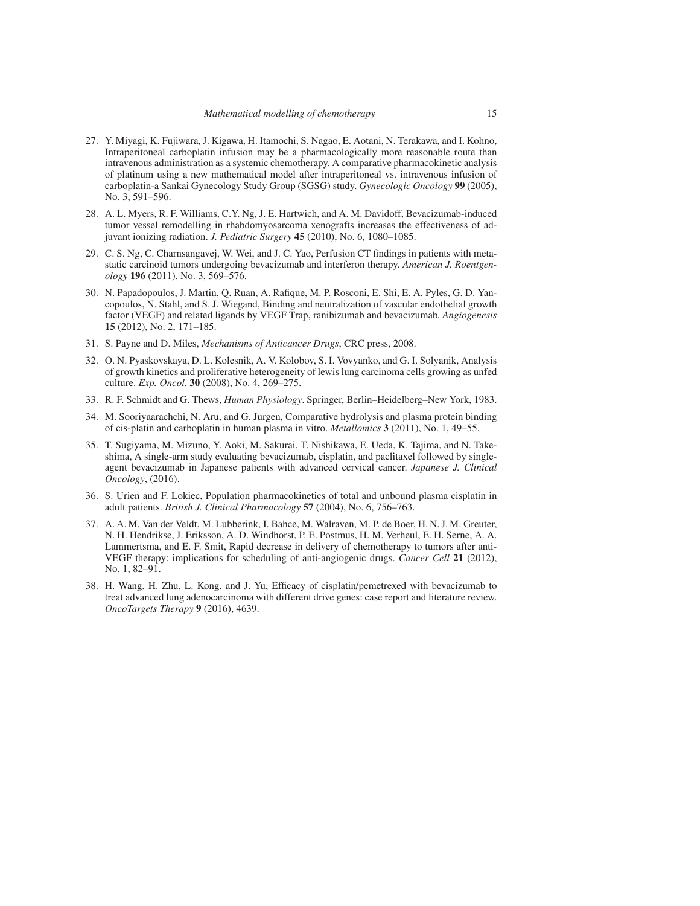27. Y. Miyagi, K. Fujiwara, J. Kigawa, H. Itamochi, S. Nagao, E. Aotani, N. Terakawa, and I. Kohno, Intraperitoneal carboplatin infusion may be a pharmacologically more reasonable route than intravenous administration as a systemic chemotherapy. A comparative pharmacokinetic analysis of platinum using a new mathematical model after intraperitoneal vs. intravenous infusion of carboplatin-a Sankai Gynecology Study Group (SGSG) study. *Gynecologic Oncology* **99** (2005), No. 3, 591–596.

28. A. L. Myers, R. F. Williams, C.Y. Ng, J. E. Hartwich, and A. M. Davidoff, Bevacizumab-induced tumor vessel remodelling in rhabdomyosarcoma xenografts increases the effectiveness of adjuvant ionizing radiation. *J. Pediatric Surgery* **45** (2010), No. 6, 1080–1085.

29. C. S. Ng, C. Charnsangavej, W. Wei, and J. C. Yao, Perfusion CT findings in patients with metastatic carcinoid tumors undergoing bevacizumab and interferon therapy. *American J. Roentgenology* **196** (2011), No. 3, 569–576.

30. N. Papadopoulos, J. Martin, Q. Ruan, A. Rafique, M. P. Rosconi, E. Shi, E. A. Pyles, G. D. Yancopoulos, N. Stahl, and S. J. Wiegand, Binding and neutralization of vascular endothelial growth factor (VEGF) and related ligands by VEGF Trap, ranibizumab and bevacizumab. *Angiogenesis* **15** (2012), No. 2, 171–185.

31. S. Payne and D. Miles, *Mechanisms of Anticancer Drugs*, CRC press, 2008.

32. O. N. Pyaskovskaya, D. L. Kolesnik, A. V. Kolobov, S. I. Vovyanko, and G. I. Solyanik, Analysis of growth kinetics and proliferative heterogeneity of lewis lung carcinoma cells growing as unfed culture. *Exp. Oncol.* **30** (2008), No. 4, 269–275.

33. R. F. Schmidt and G. Thews, *Human Physiology*. Springer, Berlin–Heidelberg–New York, 1983.

34. M. Sooriyaarachchi, N. Aru, and G. Jurgen, Comparative hydrolysis and plasma protein binding of cis-platin and carboplatin in human plasma in vitro. *Metallomics* **3** (2011), No. 1, 49–55.

35. T. Sugiyama, M. Mizuno, Y. Aoki, M. Sakurai, T. Nishikawa, E. Ueda, K. Tajima, and N. Takeshima, A single-arm study evaluating bevacizumab, cisplatin, and paclitaxel followed by single-agent bevacizumab in Japanese patients with advanced cervical cancer. *Japanese J. Clinical Oncology*, (2016).

36. S. Urien and F. Lokiec, Population pharmacokinetics of total and unbound plasma cisplatin in adult patients. *British J. Clinical Pharmacology* **57** (2004), No. 6, 756–763.

37. A. A. M. Van der Veldt, M. Lubberink, I. Bahce, M. Walraven, M. P. de Boer, H. N. J. M. Greuter, N. H. Hendrikse, J. Eriksson, A. D. Windhorst, P. E. Postmus, H. M. Verheul, E. H. Serne, A. A. Lammertsma, and E. F. Smit, Rapid decrease in delivery of chemotherapy to tumors after anti-VEGF therapy: implications for scheduling of anti-angiogenic drugs. *Cancer Cell* **21** (2012), No. 1, 82–91.

38. H. Wang, H. Zhu, L. Kong, and J. Yu, Efficacy of cisplatin/pemetrexed with bevacizumab to treat advanced lung adenocarcinoma with different drive genes: case report and literature review. *OncoTargets Therapy* **9** (2016), 4639.